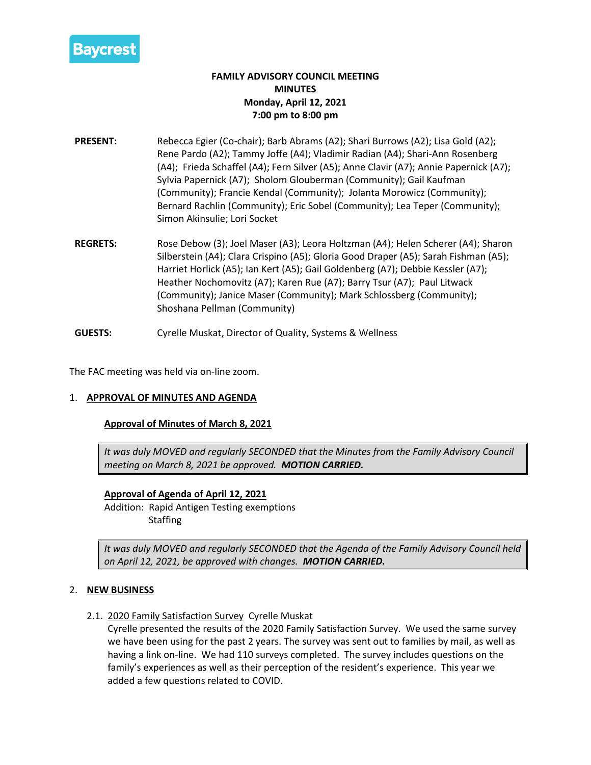Baycrest

**FAMILY ADVISORY COUNCIL MEETING**
**MINUTES**
**Monday, April 12, 2021**
**7:00 pm to 8:00 pm**

**PRESENT:** Rebecca Egier (Co-chair); Barb Abrams (A2); Shari Burrows (A2); Lisa Gold (A2); Rene Pardo (A2); Tammy Joffe (A4); Vladimir Radian (A4); Shari-Ann Rosenberg (A4); Frieda Schaffel (A4); Fern Silver (A5); Anne Clavir (A7); Annie Papernick (A7); Sylvia Papernick (A7); Sholom Glouberman (Community); Gail Kaufman (Community); Francie Kendal (Community); Jolanta Morowicz (Community); Bernard Rachlin (Community); Eric Sobel (Community); Lea Teper (Community); Simon Akinsulie; Lori Socket

**REGRETS:** Rose Debow (3); Joel Maser (A3); Leora Holtzman (A4); Helen Scherer (A4); Sharon Silberstein (A4); Clara Crispino (A5); Gloria Good Draper (A5); Sarah Fishman (A5); Harriet Horlick (A5); Ian Kert (A5); Gail Goldenberg (A7); Debbie Kessler (A7); Heather Nochomovitz (A7); Karen Rue (A7); Barry Tsur (A7); Paul Litwack (Community); Janice Maser (Community); Mark Schlossberg (Community); Shoshana Pellman (Community)

**GUESTS:** Cyrelle Muskat, Director of Quality, Systems & Wellness

The FAC meeting was held via on-line zoom.

1. **APPROVAL OF MINUTES AND AGENDA**

   **Approval of Minutes of March 8, 2021**

   > *It was duly MOVED and regularly SECONDED that the Minutes from the Family Advisory Council meeting on March 8, 2021 be approved.* ***MOTION CARRIED.***

   **Approval of Agenda of April 12, 2021**
   Addition: Rapid Antigen Testing exemptions
   Staffing

   > *It was duly MOVED and regularly SECONDED that the Agenda of the Family Advisory Council held on April 12, 2021, be approved with changes.* ***MOTION CARRIED.***

2. **NEW BUSINESS**

   2.1. 2020 Family Satisfaction Survey Cyrelle Muskat
   Cyrelle presented the results of the 2020 Family Satisfaction Survey. We used the same survey we have been using for the past 2 years. The survey was sent out to families by mail, as well as having a link on-line. We had 110 surveys completed. The survey includes questions on the family's experiences as well as their perception of the resident's experience. This year we added a few questions related to COVID.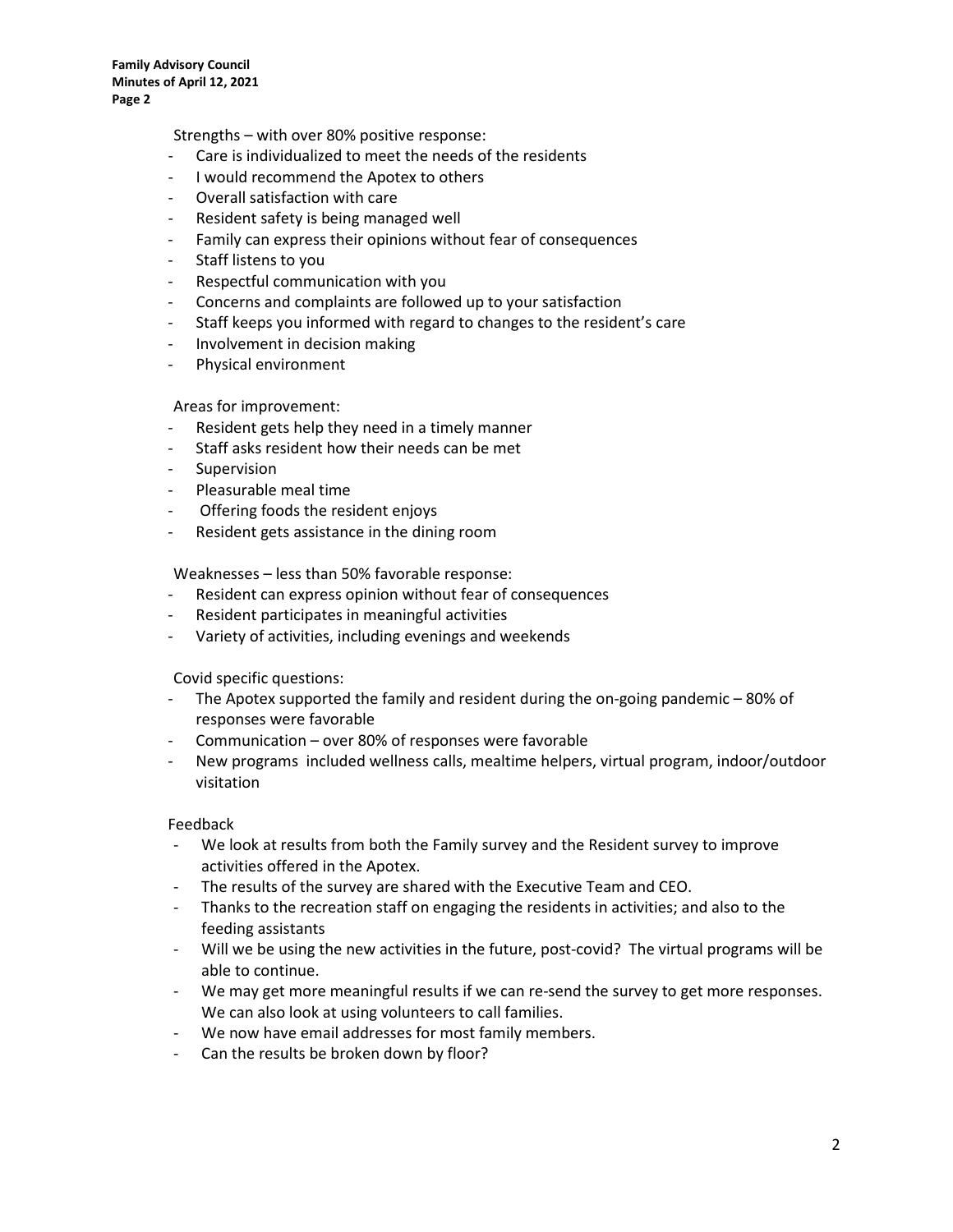Strengths – with over 80% positive response:

- Care is individualized to meet the needs of the residents
- I would recommend the Apotex to others
- Overall satisfaction with care
- Resident safety is being managed well
- Family can express their opinions without fear of consequences
- Staff listens to you
- Respectful communication with you
- Concerns and complaints are followed up to your satisfaction
- Staff keeps you informed with regard to changes to the resident's care
- Involvement in decision making
- Physical environment

Areas for improvement:

- Resident gets help they need in a timely manner
- Staff asks resident how their needs can be met
- Supervision
- Pleasurable meal time
- Offering foods the resident enjoys
- Resident gets assistance in the dining room

Weaknesses – less than 50% favorable response:

- Resident can express opinion without fear of consequences
- Resident participates in meaningful activities
- Variety of activities, including evenings and weekends

Covid specific questions:

- The Apotex supported the family and resident during the on-going pandemic – 80% of responses were favorable
- Communication – over 80% of responses were favorable
- New programs included wellness calls, mealtime helpers, virtual program, indoor/outdoor visitation

Feedback

- We look at results from both the Family survey and the Resident survey to improve activities offered in the Apotex.
- The results of the survey are shared with the Executive Team and CEO.
- Thanks to the recreation staff on engaging the residents in activities; and also to the feeding assistants
- Will we be using the new activities in the future, post-covid? The virtual programs will be able to continue.
- We may get more meaningful results if we can re-send the survey to get more responses. We can also look at using volunteers to call families.
- We now have email addresses for most family members.
- Can the results be broken down by floor?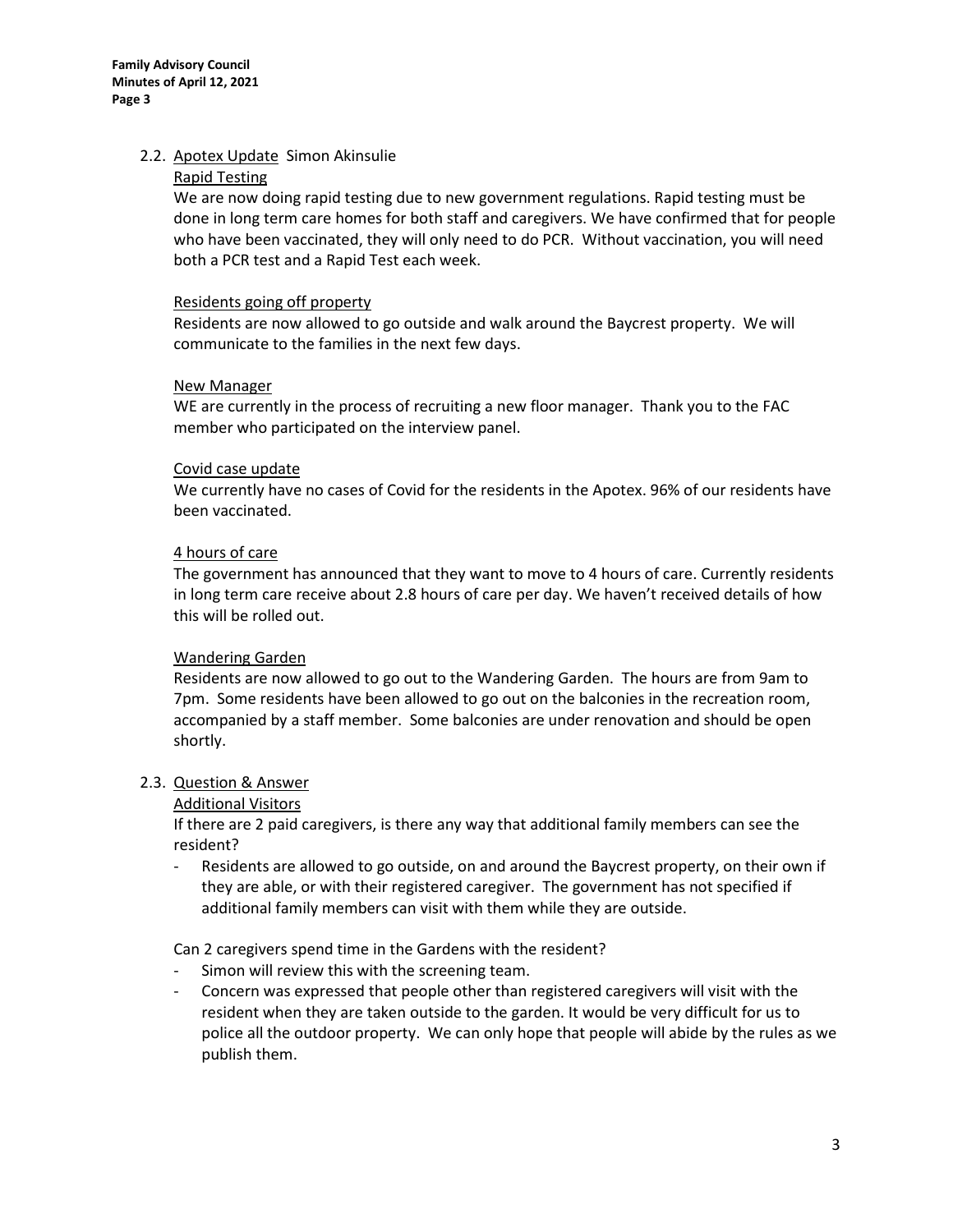### 2.2. Apotex Update  Simon Akinsulie

#### Rapid Testing

We are now doing rapid testing due to new government regulations. Rapid testing must be done in long term care homes for both staff and caregivers. We have confirmed that for people who have been vaccinated, they will only need to do PCR.  Without vaccination, you will need both a PCR test and a Rapid Test each week.

#### Residents going off property

Residents are now allowed to go outside and walk around the Baycrest property.  We will communicate to the families in the next few days.

#### New Manager

WE are currently in the process of recruiting a new floor manager.  Thank you to the FAC member who participated on the interview panel.

#### Covid case update

We currently have no cases of Covid for the residents in the Apotex. 96% of our residents have been vaccinated.

#### 4 hours of care

The government has announced that they want to move to 4 hours of care. Currently residents in long term care receive about 2.8 hours of care per day. We haven't received details of how this will be rolled out.

#### Wandering Garden

Residents are now allowed to go out to the Wandering Garden.  The hours are from 9am to 7pm.  Some residents have been allowed to go out on the balconies in the recreation room, accompanied by a staff member.  Some balconies are under renovation and should be open shortly.

### 2.3. Question & Answer

#### Additional Visitors

If there are 2 paid caregivers, is there any way that additional family members can see the resident?

- Residents are allowed to go outside, on and around the Baycrest property, on their own if they are able, or with their registered caregiver.  The government has not specified if additional family members can visit with them while they are outside.

Can 2 caregivers spend time in the Gardens with the resident?

- Simon will review this with the screening team.
- Concern was expressed that people other than registered caregivers will visit with the resident when they are taken outside to the garden. It would be very difficult for us to police all the outdoor property.  We can only hope that people will abide by the rules as we publish them.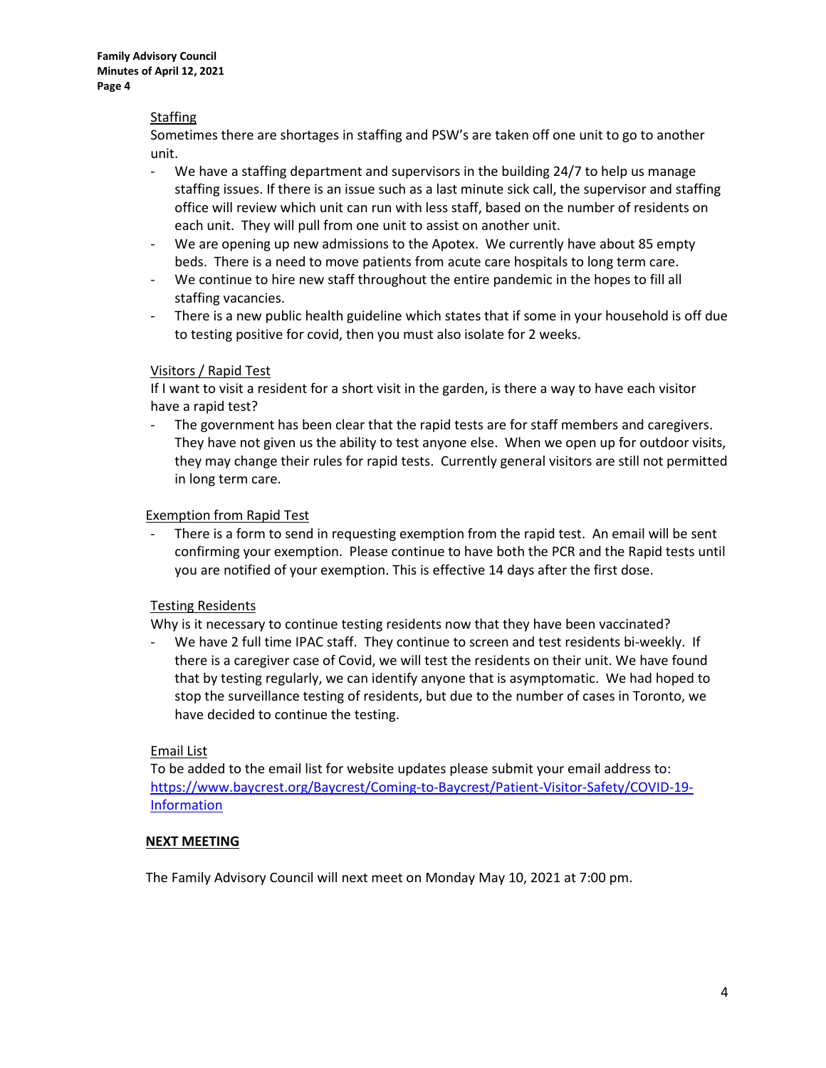Staffing

Sometimes there are shortages in staffing and PSW's are taken off one unit to go to another unit.

- We have a staffing department and supervisors in the building 24/7 to help us manage staffing issues. If there is an issue such as a last minute sick call, the supervisor and staffing office will review which unit can run with less staff, based on the number of residents on each unit. They will pull from one unit to assist on another unit.
- We are opening up new admissions to the Apotex. We currently have about 85 empty beds. There is a need to move patients from acute care hospitals to long term care.
- We continue to hire new staff throughout the entire pandemic in the hopes to fill all staffing vacancies.
- There is a new public health guideline which states that if some in your household is off due to testing positive for covid, then you must also isolate for 2 weeks.

Visitors / Rapid Test

If I want to visit a resident for a short visit in the garden, is there a way to have each visitor have a rapid test?

- The government has been clear that the rapid tests are for staff members and caregivers. They have not given us the ability to test anyone else. When we open up for outdoor visits, they may change their rules for rapid tests. Currently general visitors are still not permitted in long term care.

Exemption from Rapid Test

- There is a form to send in requesting exemption from the rapid test. An email will be sent confirming your exemption. Please continue to have both the PCR and the Rapid tests until you are notified of your exemption. This is effective 14 days after the first dose.

Testing Residents

Why is it necessary to continue testing residents now that they have been vaccinated?

- We have 2 full time IPAC staff. They continue to screen and test residents bi-weekly. If there is a caregiver case of Covid, we will test the residents on their unit. We have found that by testing regularly, we can identify anyone that is asymptomatic. We had hoped to stop the surveillance testing of residents, but due to the number of cases in Toronto, we have decided to continue the testing.

Email List

To be added to the email list for website updates please submit your email address to: [https://www.baycrest.org/Baycrest/Coming-to-Baycrest/Patient-Visitor-Safety/COVID-19-Information](https://www.baycrest.org/Baycrest/Coming-to-Baycrest/Patient-Visitor-Safety/COVID-19-Information)

**NEXT MEETING**

The Family Advisory Council will next meet on Monday May 10, 2021 at 7:00 pm.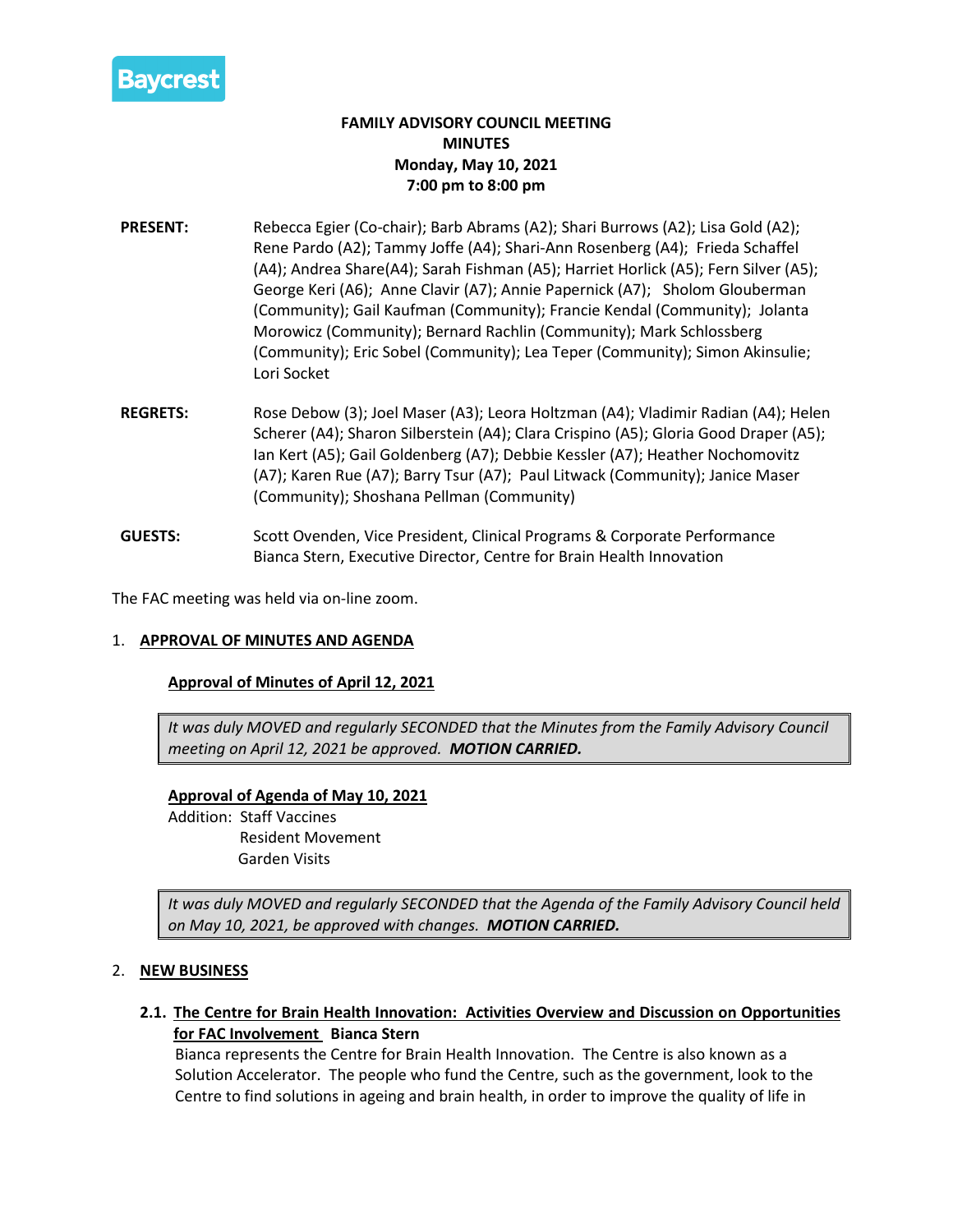**FAMILY ADVISORY COUNCIL MEETING**
**MINUTES**
**Monday, May 10, 2021**
**7:00 pm to 8:00 pm**

**PRESENT:** Rebecca Egier (Co-chair); Barb Abrams (A2); Shari Burrows (A2); Lisa Gold (A2); Rene Pardo (A2); Tammy Joffe (A4); Shari-Ann Rosenberg (A4); Frieda Schaffel (A4); Andrea Share(A4); Sarah Fishman (A5); Harriet Horlick (A5); Fern Silver (A5); George Keri (A6); Anne Clavir (A7); Annie Papernick (A7); Sholom Glouberman (Community); Gail Kaufman (Community); Francie Kendal (Community); Jolanta Morowicz (Community); Bernard Rachlin (Community); Mark Schlossberg (Community); Eric Sobel (Community); Lea Teper (Community); Simon Akinsulie; Lori Socket

**REGRETS:** Rose Debow (3); Joel Maser (A3); Leora Holtzman (A4); Vladimir Radian (A4); Helen Scherer (A4); Sharon Silberstein (A4); Clara Crispino (A5); Gloria Good Draper (A5); Ian Kert (A5); Gail Goldenberg (A7); Debbie Kessler (A7); Heather Nochomovitz (A7); Karen Rue (A7); Barry Tsur (A7); Paul Litwack (Community); Janice Maser (Community); Shoshana Pellman (Community)

**GUESTS:** Scott Ovenden, Vice President, Clinical Programs & Corporate Performance
Bianca Stern, Executive Director, Centre for Brain Health Innovation

The FAC meeting was held via on-line zoom.

1. **APPROVAL OF MINUTES AND AGENDA**

**Approval of Minutes of April 12, 2021**

*It was duly MOVED and regularly SECONDED that the Minutes from the Family Advisory Council meeting on April 12, 2021 be approved.* ***MOTION CARRIED.***

**Approval of Agenda of May 10, 2021**
Addition: Staff Vaccines
Resident Movement
Garden Visits

*It was duly MOVED and regularly SECONDED that the Agenda of the Family Advisory Council held on May 10, 2021, be approved with changes.* ***MOTION CARRIED.***

2. **NEW BUSINESS**

**2.1. The Centre for Brain Health Innovation: Activities Overview and Discussion on Opportunities for FAC Involvement Bianca Stern**

Bianca represents the Centre for Brain Health Innovation. The Centre is also known as a Solution Accelerator. The people who fund the Centre, such as the government, look to the Centre to find solutions in ageing and brain health, in order to improve the quality of life in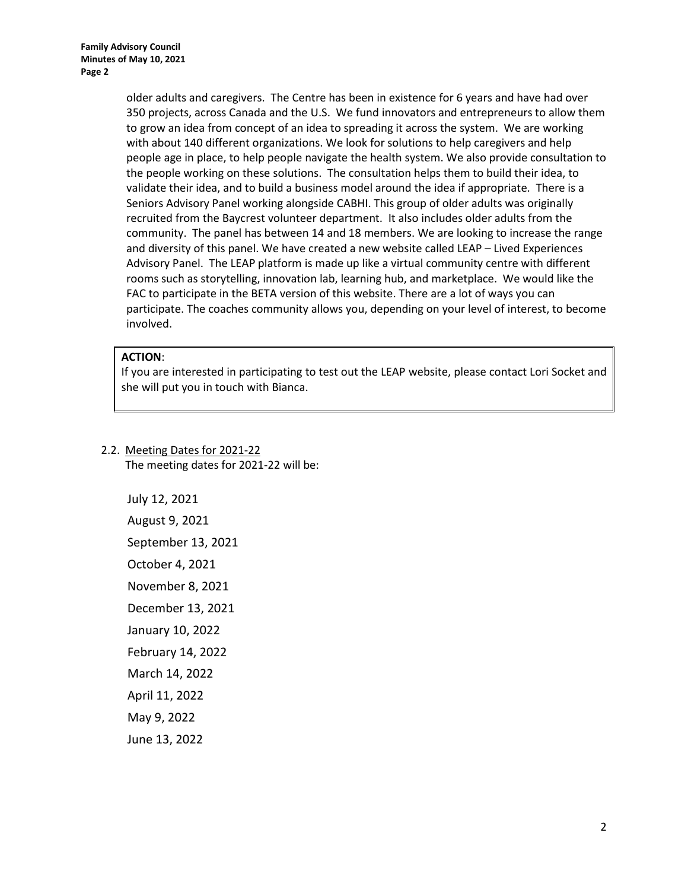older adults and caregivers. The Centre has been in existence for 6 years and have had over 350 projects, across Canada and the U.S. We fund innovators and entrepreneurs to allow them to grow an idea from concept of an idea to spreading it across the system. We are working with about 140 different organizations. We look for solutions to help caregivers and help people age in place, to help people navigate the health system. We also provide consultation to the people working on these solutions. The consultation helps them to build their idea, to validate their idea, and to build a business model around the idea if appropriate. There is a Seniors Advisory Panel working alongside CABHI. This group of older adults was originally recruited from the Baycrest volunteer department. It also includes older adults from the community. The panel has between 14 and 18 members. We are looking to increase the range and diversity of this panel. We have created a new website called LEAP – Lived Experiences Advisory Panel. The LEAP platform is made up like a virtual community centre with different rooms such as storytelling, innovation lab, learning hub, and marketplace. We would like the FAC to participate in the BETA version of this website. There are a lot of ways you can participate. The coaches community allows you, depending on your level of interest, to become involved.

**ACTION**:
If you are interested in participating to test out the LEAP website, please contact Lori Socket and she will put you in touch with Bianca.

2.2. Meeting Dates for 2021-22

The meeting dates for 2021-22 will be:

July 12, 2021

August 9, 2021

September 13, 2021

October 4, 2021

November 8, 2021

December 13, 2021

January 10, 2022

February 14, 2022

March 14, 2022

April 11, 2022

May 9, 2022

June 13, 2022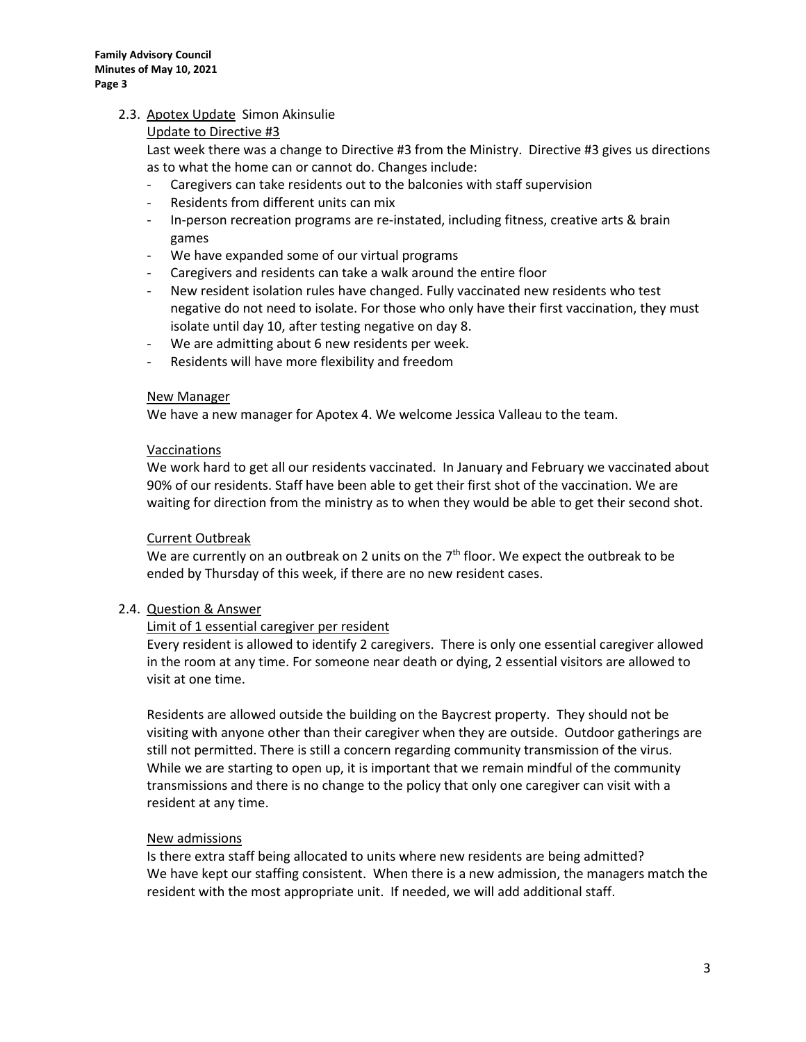### 2.3. Apotex Update Simon Akinsulie

#### Update to Directive #3

Last week there was a change to Directive #3 from the Ministry. Directive #3 gives us directions as to what the home can or cannot do. Changes include:

- Caregivers can take residents out to the balconies with staff supervision
- Residents from different units can mix
- In-person recreation programs are re-instated, including fitness, creative arts & brain games
- We have expanded some of our virtual programs
- Caregivers and residents can take a walk around the entire floor
- New resident isolation rules have changed. Fully vaccinated new residents who test negative do not need to isolate. For those who only have their first vaccination, they must isolate until day 10, after testing negative on day 8.
- We are admitting about 6 new residents per week.
- Residents will have more flexibility and freedom

#### New Manager

We have a new manager for Apotex 4. We welcome Jessica Valleau to the team.

#### Vaccinations

We work hard to get all our residents vaccinated. In January and February we vaccinated about 90% of our residents. Staff have been able to get their first shot of the vaccination. We are waiting for direction from the ministry as to when they would be able to get their second shot.

#### Current Outbreak

We are currently on an outbreak on 2 units on the 7th floor. We expect the outbreak to be ended by Thursday of this week, if there are no new resident cases.

### 2.4. Question & Answer

#### Limit of 1 essential caregiver per resident

Every resident is allowed to identify 2 caregivers. There is only one essential caregiver allowed in the room at any time. For someone near death or dying, 2 essential visitors are allowed to visit at one time.

Residents are allowed outside the building on the Baycrest property. They should not be visiting with anyone other than their caregiver when they are outside. Outdoor gatherings are still not permitted. There is still a concern regarding community transmission of the virus. While we are starting to open up, it is important that we remain mindful of the community transmissions and there is no change to the policy that only one caregiver can visit with a resident at any time.

#### New admissions

Is there extra staff being allocated to units where new residents are being admitted?
We have kept our staffing consistent. When there is a new admission, the managers match the resident with the most appropriate unit. If needed, we will add additional staff.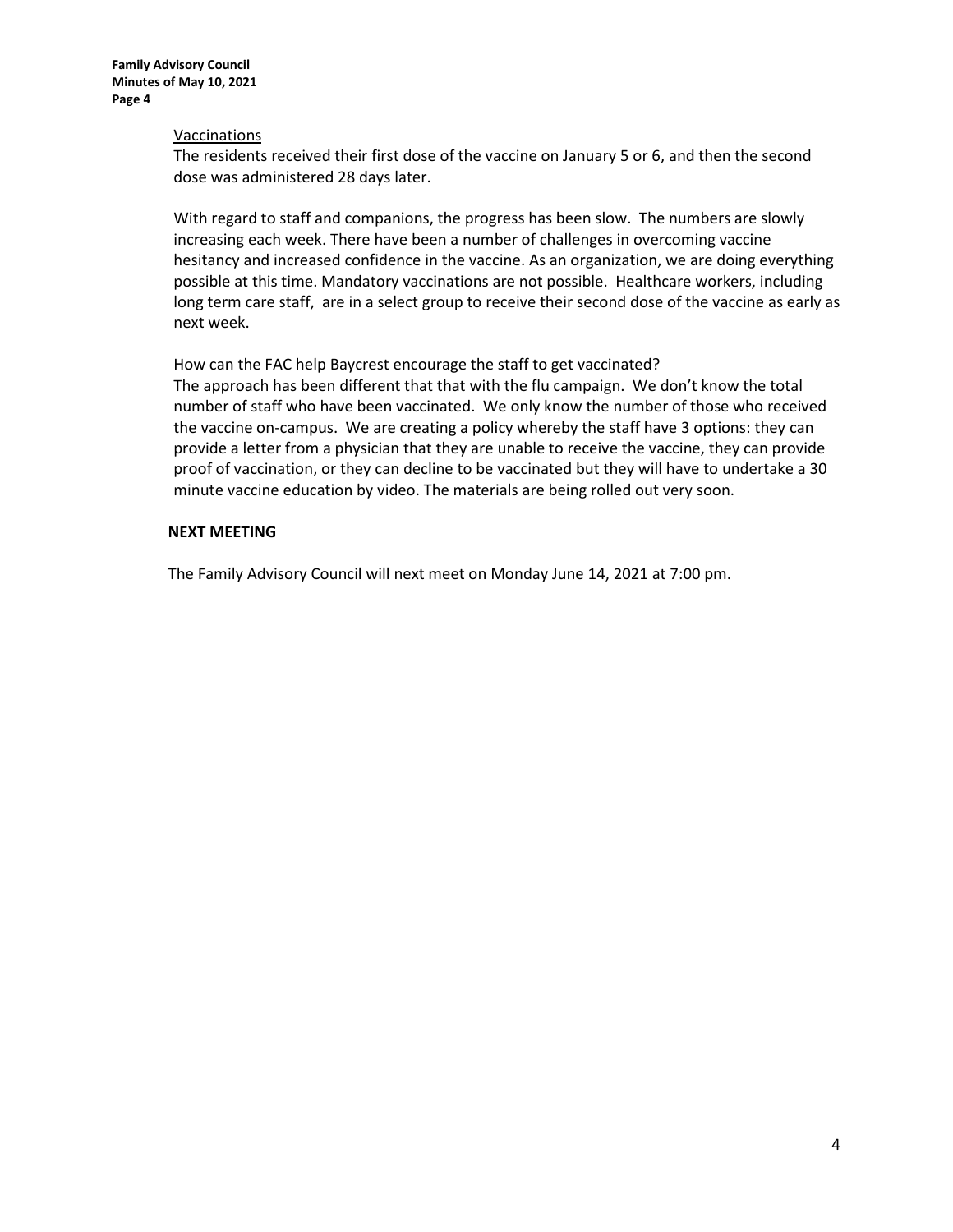Vaccinations

The residents received their first dose of the vaccine on January 5 or 6, and then the second dose was administered 28 days later.

With regard to staff and companions, the progress has been slow. The numbers are slowly increasing each week. There have been a number of challenges in overcoming vaccine hesitancy and increased confidence in the vaccine. As an organization, we are doing everything possible at this time. Mandatory vaccinations are not possible. Healthcare workers, including long term care staff, are in a select group to receive their second dose of the vaccine as early as next week.

How can the FAC help Baycrest encourage the staff to get vaccinated?
The approach has been different that that with the flu campaign. We don't know the total number of staff who have been vaccinated. We only know the number of those who received the vaccine on-campus. We are creating a policy whereby the staff have 3 options: they can provide a letter from a physician that they are unable to receive the vaccine, they can provide proof of vaccination, or they can decline to be vaccinated but they will have to undertake a 30 minute vaccine education by video. The materials are being rolled out very soon.

## NEXT MEETING

The Family Advisory Council will next meet on Monday June 14, 2021 at 7:00 pm.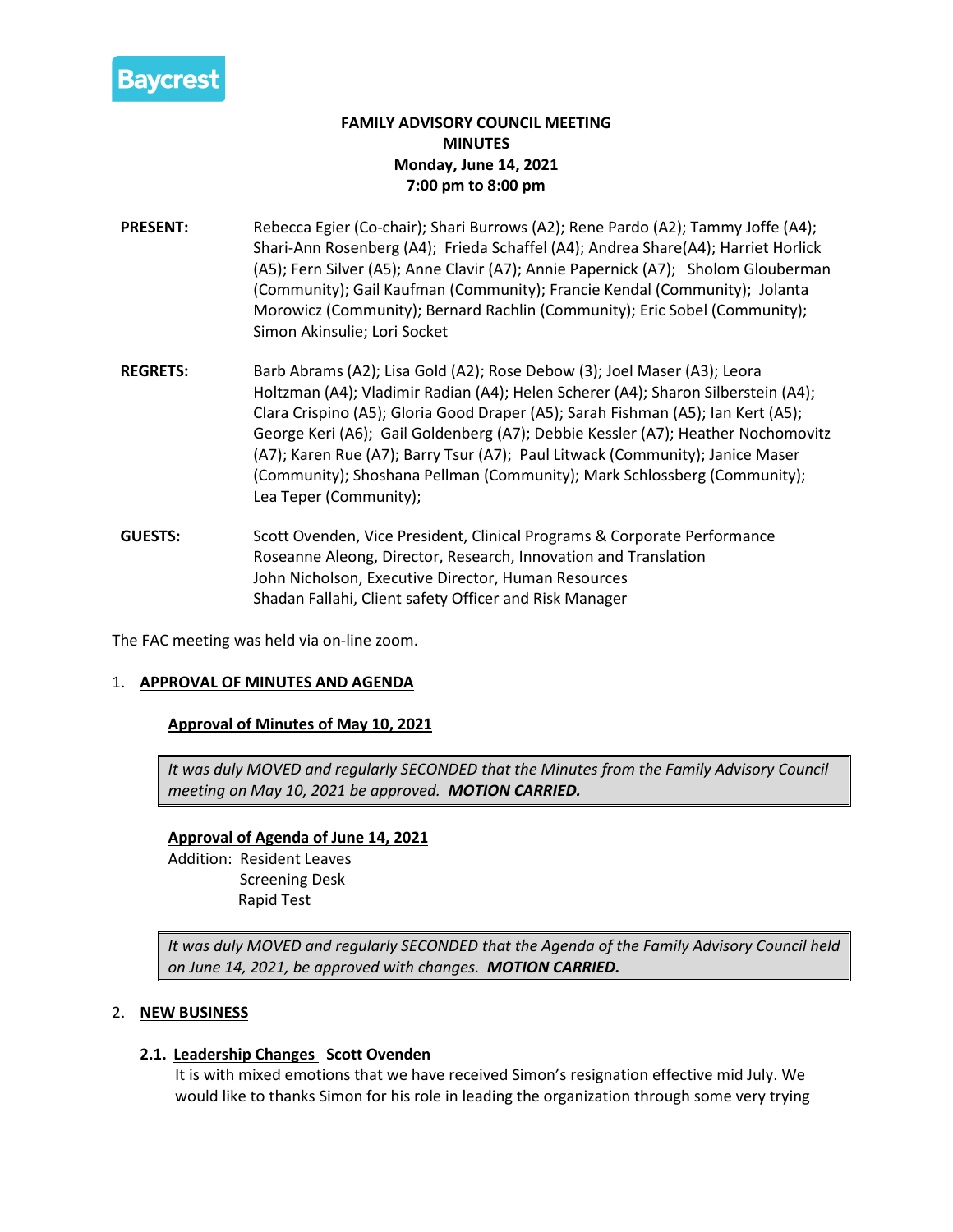Baycrest

**FAMILY ADVISORY COUNCIL MEETING**
**MINUTES**
**Monday, June 14, 2021**
**7:00 pm to 8:00 pm**

**PRESENT:** Rebecca Egier (Co-chair); Shari Burrows (A2); Rene Pardo (A2); Tammy Joffe (A4); Shari-Ann Rosenberg (A4); Frieda Schaffel (A4); Andrea Share(A4); Harriet Horlick (A5); Fern Silver (A5); Anne Clavir (A7); Annie Papernick (A7); Sholom Glouberman (Community); Gail Kaufman (Community); Francie Kendal (Community); Jolanta Morowicz (Community); Bernard Rachlin (Community); Eric Sobel (Community); Simon Akinsulie; Lori Socket

**REGRETS:** Barb Abrams (A2); Lisa Gold (A2); Rose Debow (3); Joel Maser (A3); Leora Holtzman (A4); Vladimir Radian (A4); Helen Scherer (A4); Sharon Silberstein (A4); Clara Crispino (A5); Gloria Good Draper (A5); Sarah Fishman (A5); Ian Kert (A5); George Keri (A6); Gail Goldenberg (A7); Debbie Kessler (A7); Heather Nochomovitz (A7); Karen Rue (A7); Barry Tsur (A7); Paul Litwack (Community); Janice Maser (Community); Shoshana Pellman (Community); Mark Schlossberg (Community); Lea Teper (Community);

**GUESTS:** Scott Ovenden, Vice President, Clinical Programs & Corporate Performance
Roseanne Aleong, Director, Research, Innovation and Translation
John Nicholson, Executive Director, Human Resources
Shadan Fallahi, Client safety Officer and Risk Manager

The FAC meeting was held via on-line zoom.

## 1. APPROVAL OF MINUTES AND AGENDA

### Approval of Minutes of May 10, 2021

*It was duly MOVED and regularly SECONDED that the Minutes from the Family Advisory Council meeting on May 10, 2021 be approved.* ***MOTION CARRIED.***

### Approval of Agenda of June 14, 2021

Addition: Resident Leaves
Screening Desk
Rapid Test

*It was duly MOVED and regularly SECONDED that the Agenda of the Family Advisory Council held on June 14, 2021, be approved with changes.* ***MOTION CARRIED.***

## 2. NEW BUSINESS

### 2.1. Leadership Changes **Scott Ovenden**

It is with mixed emotions that we have received Simon's resignation effective mid July. We would like to thanks Simon for his role in leading the organization through some very trying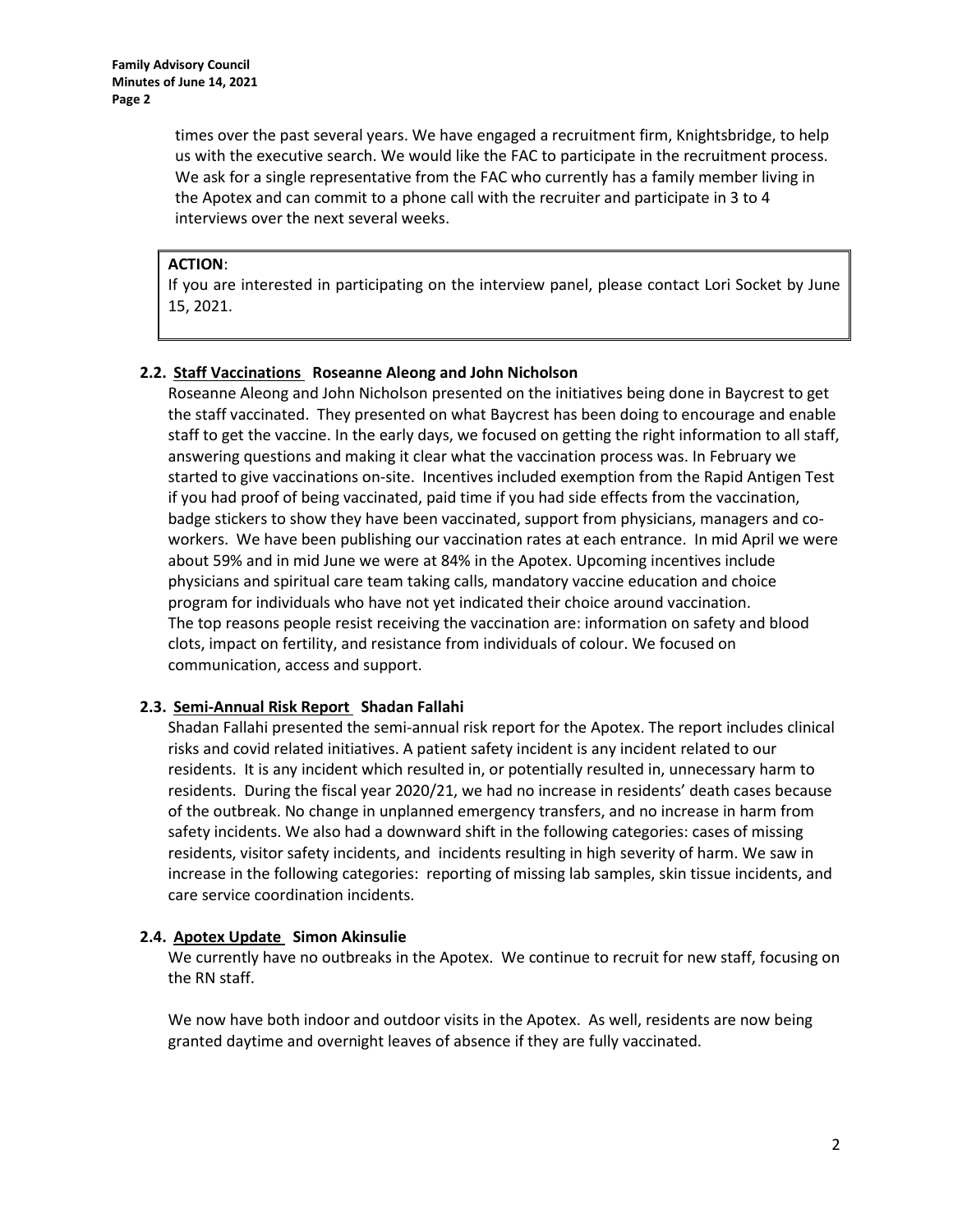times over the past several years. We have engaged a recruitment firm, Knightsbridge, to help us with the executive search. We would like the FAC to participate in the recruitment process. We ask for a single representative from the FAC who currently has a family member living in the Apotex and can commit to a phone call with the recruiter and participate in 3 to 4 interviews over the next several weeks.

> **ACTION**:
> If you are interested in participating on the interview panel, please contact Lori Socket by June 15, 2021.

### 2.2. Staff Vaccinations **Roseanne Aleong and John Nicholson**

Roseanne Aleong and John Nicholson presented on the initiatives being done in Baycrest to get the staff vaccinated. They presented on what Baycrest has been doing to encourage and enable staff to get the vaccine. In the early days, we focused on getting the right information to all staff, answering questions and making it clear what the vaccination process was. In February we started to give vaccinations on-site. Incentives included exemption from the Rapid Antigen Test if you had proof of being vaccinated, paid time if you had side effects from the vaccination, badge stickers to show they have been vaccinated, support from physicians, managers and co-workers. We have been publishing our vaccination rates at each entrance. In mid April we were about 59% and in mid June we were at 84% in the Apotex. Upcoming incentives include physicians and spiritual care team taking calls, mandatory vaccine education and choice program for individuals who have not yet indicated their choice around vaccination.
The top reasons people resist receiving the vaccination are: information on safety and blood clots, impact on fertility, and resistance from individuals of colour. We focused on communication, access and support.

### 2.3. Semi-Annual Risk Report **Shadan Fallahi**

Shadan Fallahi presented the semi-annual risk report for the Apotex. The report includes clinical risks and covid related initiatives. A patient safety incident is any incident related to our residents. It is any incident which resulted in, or potentially resulted in, unnecessary harm to residents. During the fiscal year 2020/21, we had no increase in residents' death cases because of the outbreak. No change in unplanned emergency transfers, and no increase in harm from safety incidents. We also had a downward shift in the following categories: cases of missing residents, visitor safety incidents, and incidents resulting in high severity of harm. We saw in increase in the following categories: reporting of missing lab samples, skin tissue incidents, and care service coordination incidents.

### 2.4. Apotex Update **Simon Akinsulie**

We currently have no outbreaks in the Apotex. We continue to recruit for new staff, focusing on the RN staff.

We now have both indoor and outdoor visits in the Apotex. As well, residents are now being granted daytime and overnight leaves of absence if they are fully vaccinated.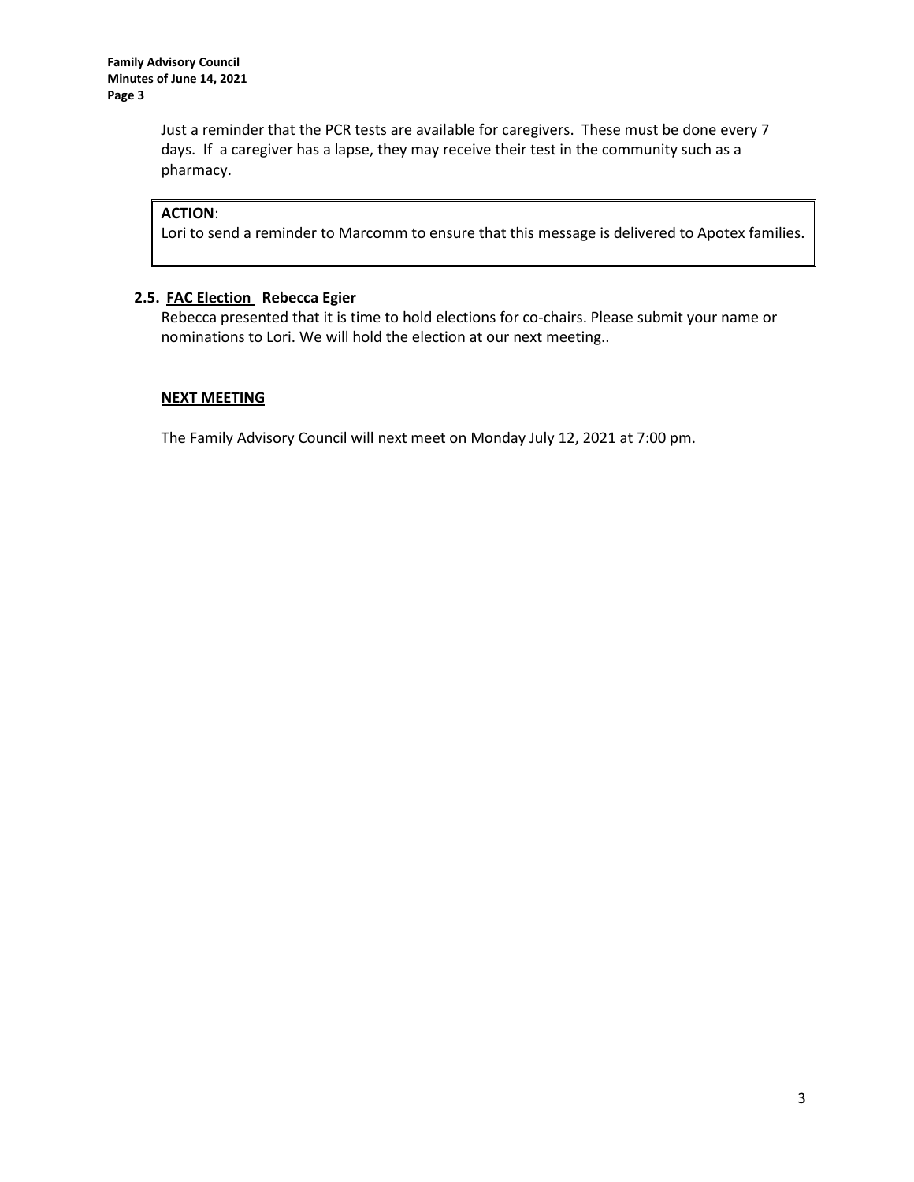Just a reminder that the PCR tests are available for caregivers. These must be done every 7 days. If a caregiver has a lapse, they may receive their test in the community such as a pharmacy.

**ACTION**:
Lori to send a reminder to Marcomm to ensure that this message is delivered to Apotex families.

**2.5. FAC Election Rebecca Egier**

Rebecca presented that it is time to hold elections for co-chairs. Please submit your name or nominations to Lori. We will hold the election at our next meeting..

## NEXT MEETING

The Family Advisory Council will next meet on Monday July 12, 2021 at 7:00 pm.